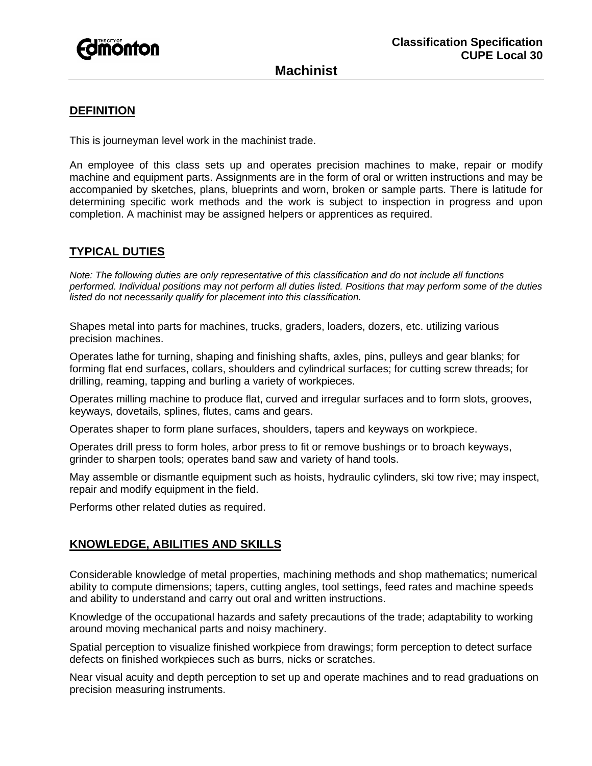Classification Specification
CUPE Local 30

# Machinist

## DEFINITION

This is journeyman level work in the machinist trade.

An employee of this class sets up and operates precision machines to make, repair or modify machine and equipment parts. Assignments are in the form of oral or written instructions and may be accompanied by sketches, plans, blueprints and worn, broken or sample parts. There is latitude for determining specific work methods and the work is subject to inspection in progress and upon completion. A machinist may be assigned helpers or apprentices as required.

## TYPICAL DUTIES

*Note: The following duties are only representative of this classification and do not include all functions performed. Individual positions may not perform all duties listed. Positions that may perform some of the duties listed do not necessarily qualify for placement into this classification.*

Shapes metal into parts for machines, trucks, graders, loaders, dozers, etc. utilizing various precision machines.

Operates lathe for turning, shaping and finishing shafts, axles, pins, pulleys and gear blanks; for forming flat end surfaces, collars, shoulders and cylindrical surfaces; for cutting screw threads; for drilling, reaming, tapping and burling a variety of workpieces.

Operates milling machine to produce flat, curved and irregular surfaces and to form slots, grooves, keyways, dovetails, splines, flutes, cams and gears.

Operates shaper to form plane surfaces, shoulders, tapers and keyways on workpiece.

Operates drill press to form holes, arbor press to fit or remove bushings or to broach keyways, grinder to sharpen tools; operates band saw and variety of hand tools.

May assemble or dismantle equipment such as hoists, hydraulic cylinders, ski tow rive; may inspect, repair and modify equipment in the field.

Performs other related duties as required.

## KNOWLEDGE, ABILITIES AND SKILLS

Considerable knowledge of metal properties, machining methods and shop mathematics; numerical ability to compute dimensions; tapers, cutting angles, tool settings, feed rates and machine speeds and ability to understand and carry out oral and written instructions.

Knowledge of the occupational hazards and safety precautions of the trade; adaptability to working around moving mechanical parts and noisy machinery.

Spatial perception to visualize finished workpiece from drawings; form perception to detect surface defects on finished workpieces such as burrs, nicks or scratches.

Near visual acuity and depth perception to set up and operate machines and to read graduations on precision measuring instruments.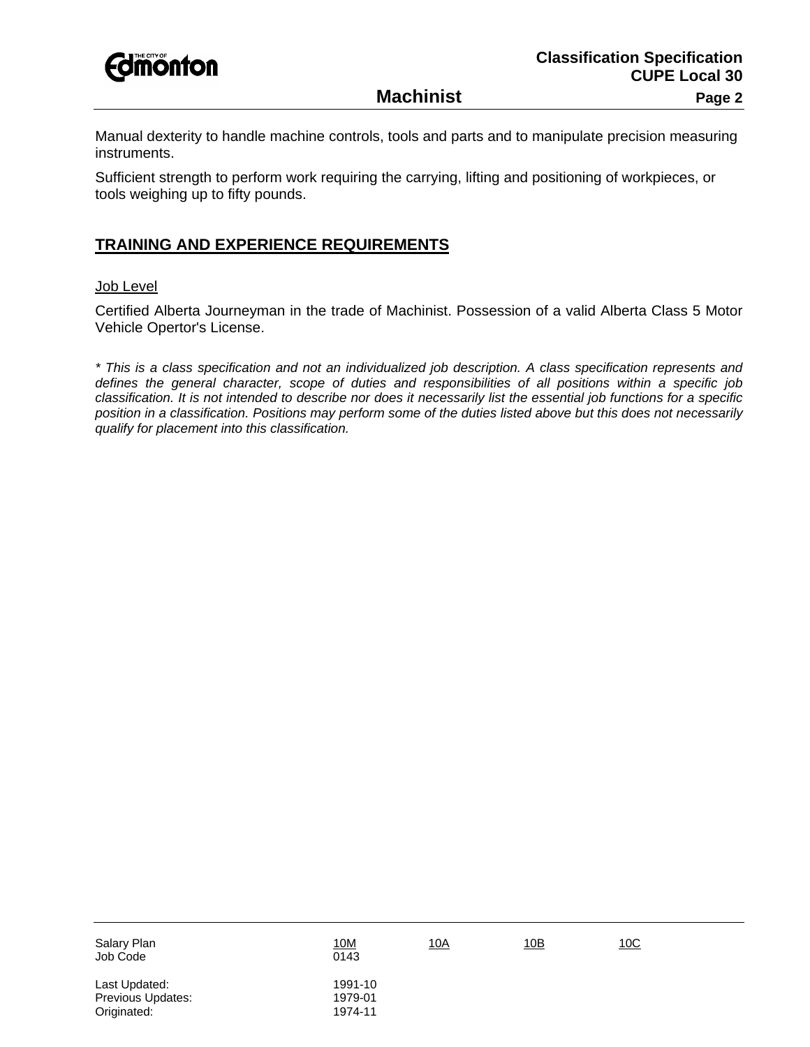Manual dexterity to handle machine controls, tools and parts and to manipulate precision measuring instruments.

Sufficient strength to perform work requiring the carrying, lifting and positioning of workpieces, or tools weighing up to fifty pounds.

## TRAINING AND EXPERIENCE REQUIREMENTS

Job Level

Certified Alberta Journeyman in the trade of Machinist. Possession of a valid Alberta Class 5 Motor Vehicle Opertor's License.

*\* This is a class specification and not an individualized job description. A class specification represents and defines the general character, scope of duties and responsibilities of all positions within a specific job classification. It is not intended to describe nor does it necessarily list the essential job functions for a specific position in a classification. Positions may perform some of the duties listed above but this does not necessarily qualify for placement into this classification.*

| | | | | |
|---|---|---|---|---|
| Salary Plan | 10M | 10A | 10B | 10C |
| Job Code | 0143 | | | |
| Last Updated: | 1991-10 | | | |
| Previous Updates: | 1979-01 | | | |
| Originated: | 1974-11 | | | |